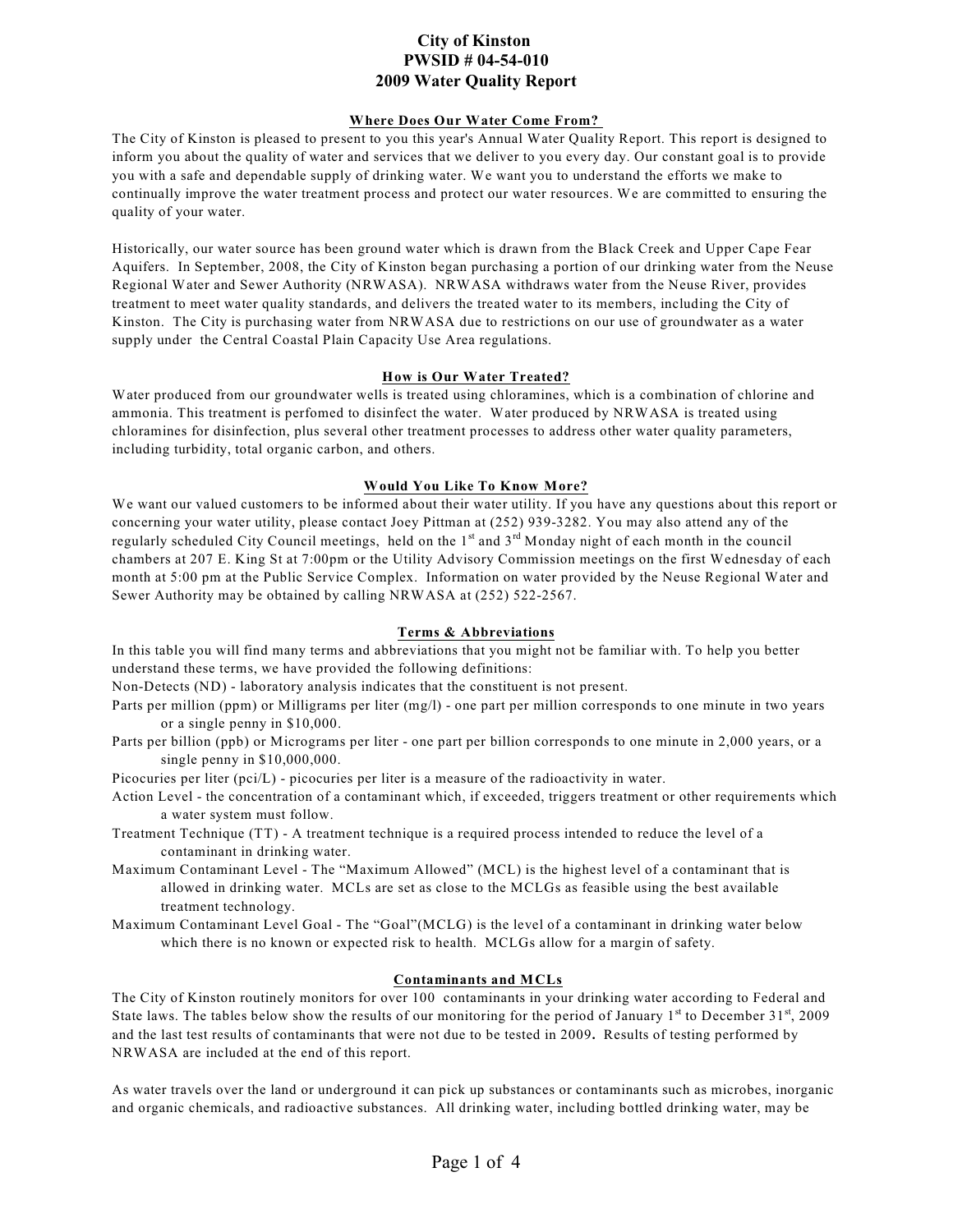# City of Kinston
# PWSID # 04-54-010
# 2009 Water Quality Report

## Where Does Our Water Come From?

The City of Kinston is pleased to present to you this year's Annual Water Quality Report. This report is designed to inform you about the quality of water and services that we deliver to you every day. Our constant goal is to provide you with a safe and dependable supply of drinking water. We want you to understand the efforts we make to continually improve the water treatment process and protect our water resources. We are committed to ensuring the quality of your water.

Historically, our water source has been ground water which is drawn from the Black Creek and Upper Cape Fear Aquifers. In September, 2008, the City of Kinston began purchasing a portion of our drinking water from the Neuse Regional Water and Sewer Authority (NRWASA). NRWASA withdraws water from the Neuse River, provides treatment to meet water quality standards, and delivers the treated water to its members, including the City of Kinston. The City is purchasing water from NRWASA due to restrictions on our use of groundwater as a water supply under the Central Coastal Plain Capacity Use Area regulations.

## How is Our Water Treated?

Water produced from our groundwater wells is treated using chloramines, which is a combination of chlorine and ammonia. This treatment is perfomed to disinfect the water. Water produced by NRWASA is treated using chloramines for disinfection, plus several other treatment processes to address other water quality parameters, including turbidity, total organic carbon, and others.

## Would You Like To Know More?

We want our valued customers to be informed about their water utility. If you have any questions about this report or concerning your water utility, please contact Joey Pittman at (252) 939-3282. You may also attend any of the regularly scheduled City Council meetings, held on the 1st and 3rd Monday night of each month in the council chambers at 207 E. King St at 7:00pm or the Utility Advisory Commission meetings on the first Wednesday of each month at 5:00 pm at the Public Service Complex. Information on water provided by the Neuse Regional Water and Sewer Authority may be obtained by calling NRWASA at (252) 522-2567.

## Terms & Abbreviations

In this table you will find many terms and abbreviations that you might not be familiar with. To help you better understand these terms, we have provided the following definitions:

Non-Detects (ND) - laboratory analysis indicates that the constituent is not present.

Parts per million (ppm) or Milligrams per liter (mg/l) - one part per million corresponds to one minute in two years or a single penny in $10,000.

Parts per billion (ppb) or Micrograms per liter - one part per billion corresponds to one minute in 2,000 years, or a single penny in $10,000,000.

Picocuries per liter (pci/L) - picocuries per liter is a measure of the radioactivity in water.

Action Level - the concentration of a contaminant which, if exceeded, triggers treatment or other requirements which a water system must follow.

Treatment Technique (TT) - A treatment technique is a required process intended to reduce the level of a contaminant in drinking water.

Maximum Contaminant Level - The "Maximum Allowed" (MCL) is the highest level of a contaminant that is allowed in drinking water. MCLs are set as close to the MCLGs as feasible using the best available treatment technology.

Maximum Contaminant Level Goal - The "Goal"(MCLG) is the level of a contaminant in drinking water below which there is no known or expected risk to health. MCLGs allow for a margin of safety.

## Contaminants and MCLs

The City of Kinston routinely monitors for over 100 contaminants in your drinking water according to Federal and State laws. The tables below show the results of our monitoring for the period of January 1st to December 31st, 2009 and the last test results of contaminants that were not due to be tested in 2009**.** Results of testing performed by NRWASA are included at the end of this report.

As water travels over the land or underground it can pick up substances or contaminants such as microbes, inorganic and organic chemicals, and radioactive substances. All drinking water, including bottled drinking water, may be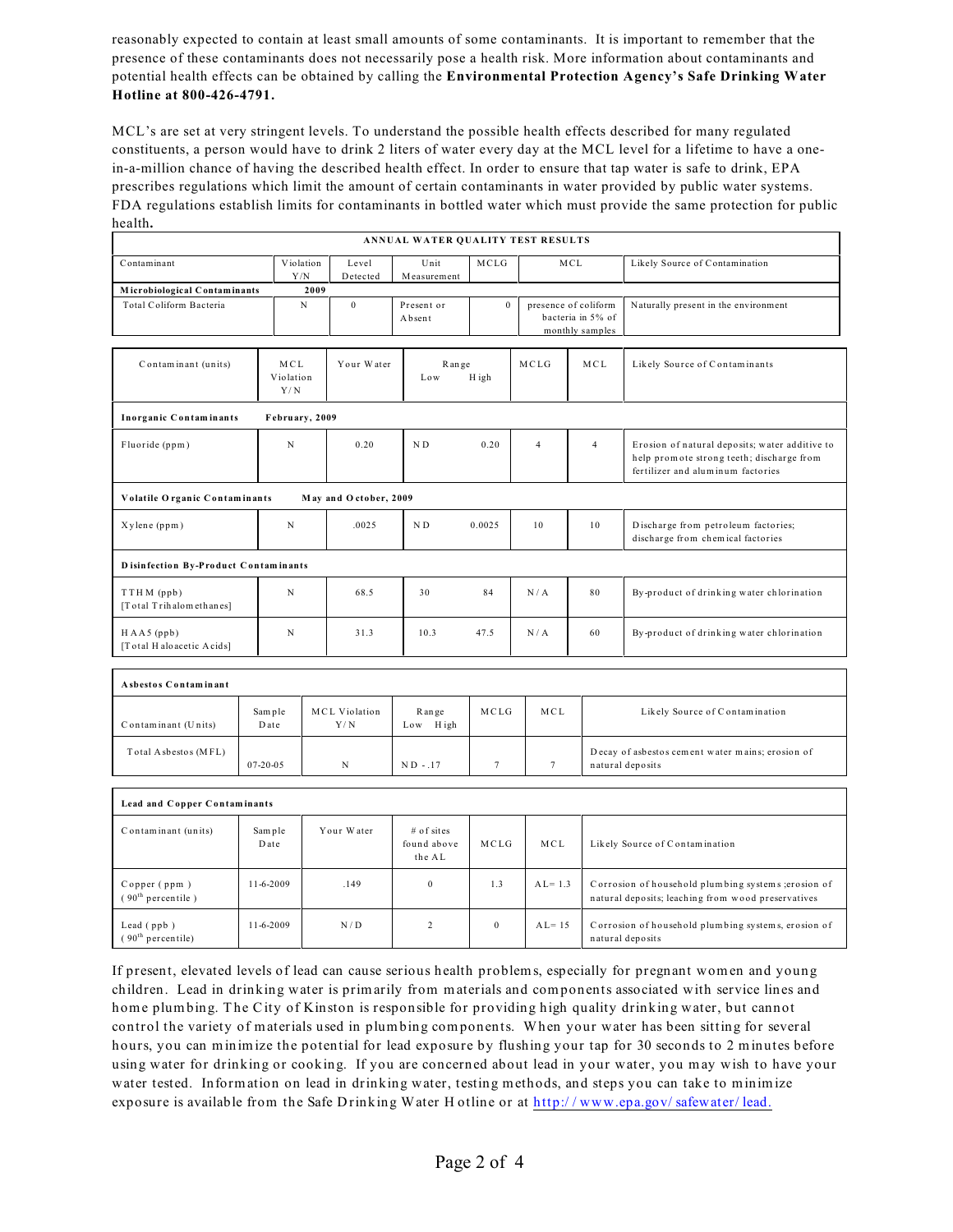reasonably expected to contain at least small amounts of some contaminants. It is important to remember that the presence of these contaminants does not necessarily pose a health risk. More information about contaminants and potential health effects can be obtained by calling the **Environmental Protection Agency's Safe Drinking Water Hotline at 800-426-4791.**

MCL's are set at very stringent levels. To understand the possible health effects described for many regulated constituents, a person would have to drink 2 liters of water every day at the MCL level for a lifetime to have a one-in-a-million chance of having the described health effect. In order to ensure that tap water is safe to drink, EPA prescribes regulations which limit the amount of certain contaminants in water provided by public water systems. FDA regulations establish limits for contaminants in bottled water which must provide the same protection for public health**.**

**ANNUAL WATER QUALITY TEST RESULTS**

| Contaminant | Violation Y/N | Level Detected | Unit Measurement | MCLG | MCL | Likely Source of Contamination |
|---|---|---|---|---|---|---|
| **Microbiological Contaminants** | **2009** | | | | | |
| Total Coliform Bacteria | N | 0 | Present or Absent | 0 | presence of coliform bacteria in 5% of monthly samples | Naturally present in the environment |

| Contaminant (units) | MCL Violation Y/N | Your Water | Range Low | Range High | MCLG | MCL | Likely Source of Contaminants |
|---|---|---|---|---|---|---|---|
| **Inorganic Contaminants** | **February, 2009** | | | | | | |
| Fluoride (ppm) | N | 0.20 | ND | 0.20 | 4 | 4 | Erosion of natural deposits; water additive to help promote strong teeth; discharge from fertilizer and aluminum factories |
| **Volatile Organic Contaminants** | | **May and October, 2009** | | | | | |
| Xylene (ppm) | N | .0025 | ND | 0.0025 | 10 | 10 | Discharge from petroleum factories; discharge from chemical factories |
| **Disinfection By-Product Contaminants** | | | | | | | |
| TTHM (ppb) [Total Trihalomethanes] | N | 68.5 | 30 | 84 | N/A | 80 | By-product of drinking water chlorination |
| HAA5 (ppb) [Total Haloacetic Acids] | N | 31.3 | 10.3 | 47.5 | N/A | 60 | By-product of drinking water chlorination |

**Asbestos Contaminant**

| Contaminant (Units) | Sample Date | MCL Violation Y/N | Range Low High | MCLG | MCL | Likely Source of Contamination |
|---|---|---|---|---|---|---|
| Total Asbestos (MFL) | 07-20-05 | N | ND - .17 | 7 | 7 | Decay of asbestos cement water mains; erosion of natural deposits |

**Lead and Copper Contaminants**

| Contaminant (units) | Sample Date | Your Water | # of sites found above the AL | MCLG | MCL | Likely Source of Contamination |
|---|---|---|---|---|---|---|
| Copper (ppm) (90th percentile) | 11-6-2009 | .149 | 0 | 1.3 | AL= 1.3 | Corrosion of household plumbing systems ;erosion of natural deposits; leaching from wood preservatives |
| Lead (ppb) (90th percentile) | 11-6-2009 | N/D | 2 | 0 | AL= 15 | Corrosion of household plumbing systems, erosion of natural deposits |

If present, elevated levels of lead can cause serious health problems, especially for pregnant women and young children. Lead in drinking water is primarily from materials and components associated with service lines and home plumbing. The City of Kinston is responsible for providing high quality drinking water, but cannot control the variety of materials used in plumbing components. When your water has been sitting for several hours, you can minimize the potential for lead exposure by flushing your tap for 30 seconds to 2 minutes before using water for drinking or cooking. If you are concerned about lead in your water, you may wish to have your water tested. Information on lead in drinking water, testing methods, and steps you can take to minimize exposure is available from the Safe Drinking Water Hotline or at http://www.epa.gov/safewater/lead.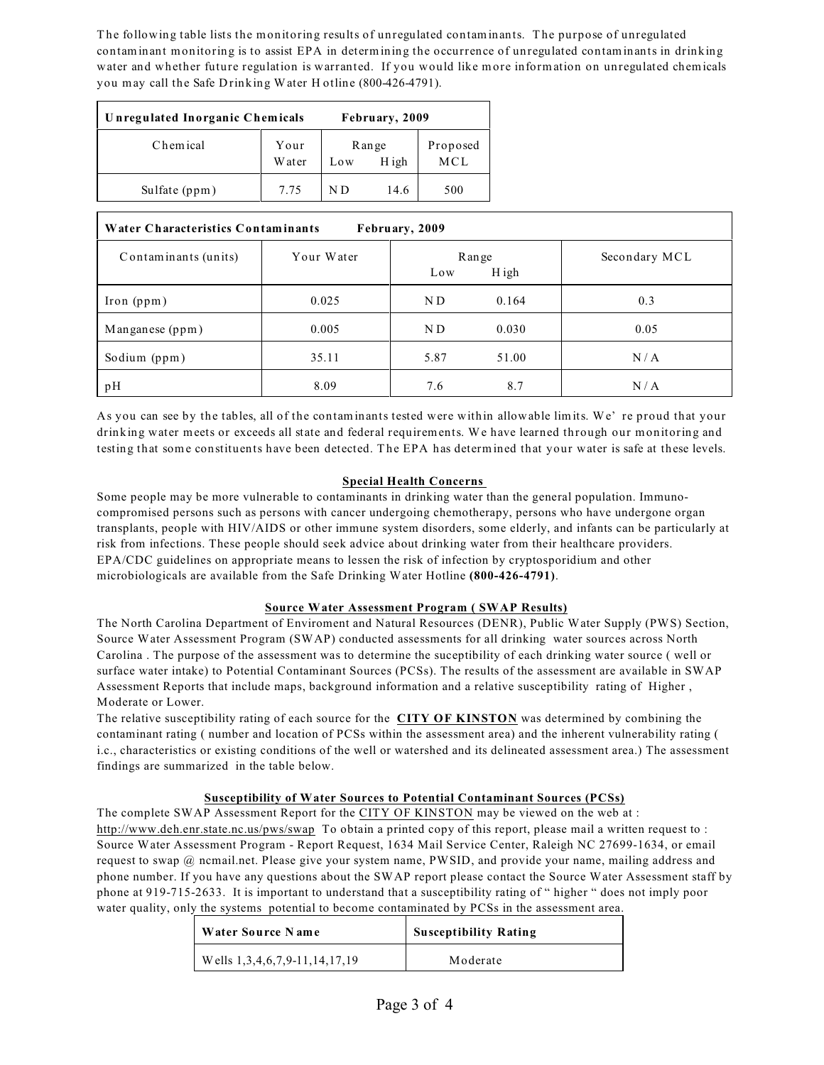The following table lists the monitoring results of unregulated contaminants. The purpose of unregulated contaminant monitoring is to assist EPA in determining the occurrence of unregulated contaminants in drinking water and whether future regulation is warranted. If you would like more information on unregulated chemicals you may call the Safe Drinking Water Hotline (800-426-4791).

| **Unregulated Inorganic Chemicals** | **February, 2009** | | | |
|---|---|---|---|---|
| Chemical | Your Water | Range Low | High | Proposed MCL |
| Sulfate (ppm) | 7.75 | ND | 14.6 | 500 |

| **Water Characteristics Contaminants** | **February, 2009** | | | |
|---|---|---|---|---|
| Contaminants (units) | Your Water | Range Low | High | Secondary MCL |
| Iron (ppm) | 0.025 | ND | 0.164 | 0.3 |
| Manganese (ppm) | 0.005 | ND | 0.030 | 0.05 |
| Sodium (ppm) | 35.11 | 5.87 | 51.00 | N/A |
| pH | 8.09 | 7.6 | 8.7 | N/A |

As you can see by the tables, all of the contaminants tested were within allowable limits. We' re proud that your drinking water meets or exceeds all state and federal requirements. We have learned through our monitoring and testing that some constituents have been detected. The EPA has determined that your water is safe at these levels.

## Special Health Concerns

Some people may be more vulnerable to contaminants in drinking water than the general population. Immuno-compromised persons such as persons with cancer undergoing chemotherapy, persons who have undergone organ transplants, people with HIV/AIDS or other immune system disorders, some elderly, and infants can be particularly at risk from infections. These people should seek advice about drinking water from their healthcare providers. EPA/CDC guidelines on appropriate means to lessen the risk of infection by cryptosporidium and other microbiologicals are available from the Safe Drinking Water Hotline **(800-426-4791)**.

## Source Water Assessment Program ( SWAP Results)

The North Carolina Department of Enviroment and Natural Resources (DENR), Public Water Supply (PWS) Section, Source Water Assessment Program (SWAP) conducted assessments for all drinking water sources across North Carolina . The purpose of the assessment was to determine the suceptibility of each drinking water source ( well or surface water intake) to Potential Contaminant Sources (PCSs). The results of the assessment are available in SWAP Assessment Reports that include maps, background information and a relative susceptibility rating of Higher , Moderate or Lower.

The relative susceptibility rating of each source for the **CITY OF KINSTON** was determined by combining the contaminant rating ( number and location of PCSs within the assessment area) and the inherent vulnerability rating ( i.c., characteristics or existing conditions of the well or watershed and its delineated assessment area.) The assessment findings are summarized in the table below.

## Susceptibility of Water Sources to Potential Contaminant Sources (PCSs)

The complete SWAP Assessment Report for the CITY OF KINSTON may be viewed on the web at : http://www.deh.enr.state.nc.us/pws/swap To obtain a printed copy of this report, please mail a written request to : Source Water Assessment Program - Report Request, 1634 Mail Service Center, Raleigh NC 27699-1634, or email request to swap @ ncmail.net. Please give your system name, PWSID, and provide your name, mailing address and phone number. If you have any questions about the SWAP report please contact the Source Water Assessment staff by phone at 919-715-2633. It is important to understand that a susceptibility rating of " higher " does not imply poor water quality, only the systems potential to become contaminated by PCSs in the assessment area.

| **Water Source Name** | **Susceptibility Rating** |
|---|---|
| Wells 1,3,4,6,7,9-11,14,17,19 | Moderate |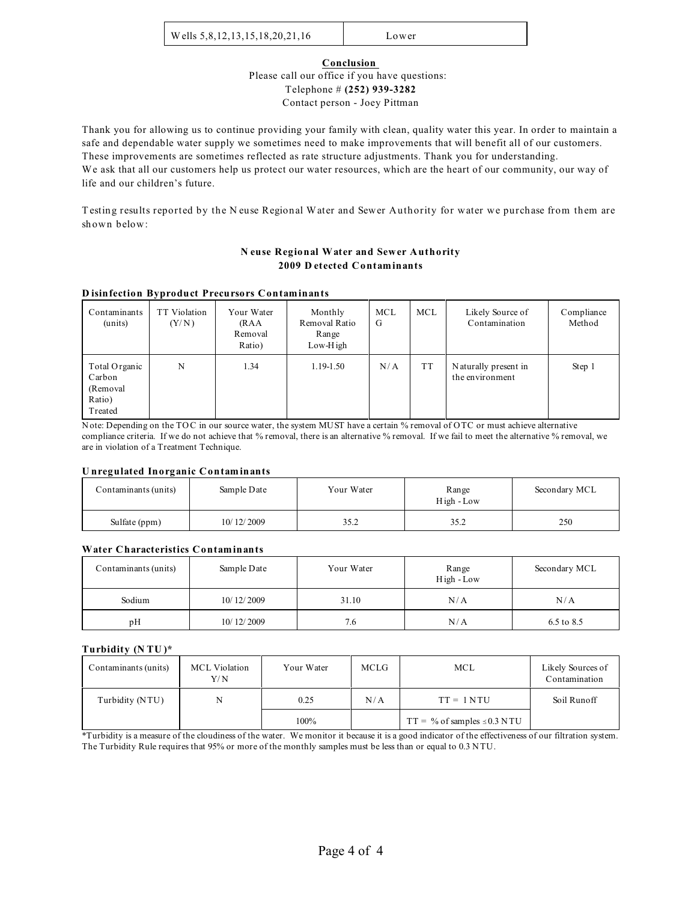| | |
|---|---|
| Wells 5,8,12,13,15,18,20,21,16 | Lower |

**Conclusion**

Please call our office if you have questions:
Telephone # **(252) 939-3282**
Contact person - Joey Pittman

Thank you for allowing us to continue providing your family with clean, quality water this year. In order to maintain a safe and dependable water supply we sometimes need to make improvements that will benefit all of our customers. These improvements are sometimes reflected as rate structure adjustments. Thank you for understanding.
We ask that all our customers help us protect our water resources, which are the heart of our community, our way of life and our children's future.

Testing results reported by the Neuse Regional Water and Sewer Authority for water we purchase from them are shown below:

**Neuse Regional Water and Sewer Authority**
**2009 Detected Contaminants**

**Disinfection Byproduct Precursors Contaminants**

| Contaminants (units) | TT Violation (Y/N) | Your Water (RAA Removal Ratio) | Monthly Removal Ratio Range Low-High | MCLG | MCL | Likely Source of Contamination | Compliance Method |
|---|---|---|---|---|---|---|---|
| Total Organic Carbon (Removal Ratio) Treated | N | 1.34 | 1.19-1.50 | N/A | TT | Naturally present in the environment | Step 1 |

Note: Depending on the TOC in our source water, the system MUST have a certain % removal of OTC or must achieve alternative compliance criteria. If we do not achieve that % removal, there is an alternative % removal. If we fail to meet the alternative % removal, we are in violation of a Treatment Technique.

**Unregulated Inorganic Contaminants**

| Contaminants (units) | Sample Date | Your Water | Range High - Low | Secondary MCL |
|---|---|---|---|---|
| Sulfate (ppm) | 10/12/2009 | 35.2 | 35.2 | 250 |

**Water Characteristics Contaminants**

| Contaminants (units) | Sample Date | Your Water | Range High - Low | Secondary MCL |
|---|---|---|---|---|
| Sodium | 10/12/2009 | 31.10 | N/A | N/A |
| pH | 10/12/2009 | 7.6 | N/A | 6.5 to 8.5 |

**Turbidity (NTU)***

| Contaminants (units) | MCL Violation Y/N | Your Water | MCLG | MCL | Likely Sources of Contamination |
|---|---|---|---|---|---|
| Turbidity (NTU) | N | 0.25 | N/A | TT = 1 NTU | Soil Runoff |
| | | 100% | | TT = % of samples ≤ 0.3 NTU | |

*Turbidity is a measure of the cloudiness of the water. We monitor it because it is a good indicator of the effectiveness of our filtration system. The Turbidity Rule requires that 95% or more of the monthly samples must be less than or equal to 0.3 NTU.